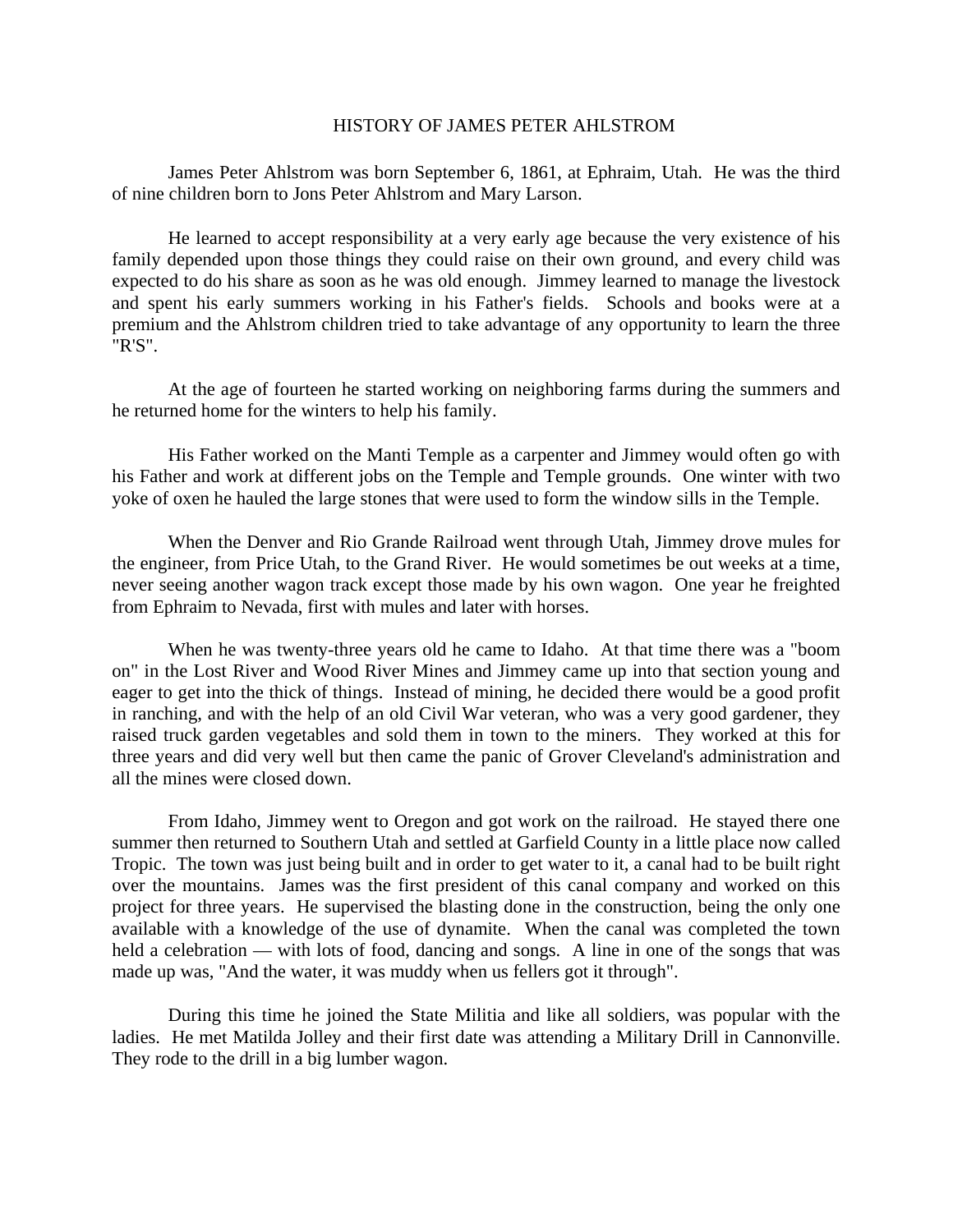# HISTORY OF JAMES PETER AHLSTROM

James Peter Ahlstrom was born September 6, 1861, at Ephraim, Utah. He was the third of nine children born to Jons Peter Ahlstrom and Mary Larson.

He learned to accept responsibility at a very early age because the very existence of his family depended upon those things they could raise on their own ground, and every child was expected to do his share as soon as he was old enough. Jimmey learned to manage the livestock and spent his early summers working in his Father's fields. Schools and books were at a premium and the Ahlstrom children tried to take advantage of any opportunity to learn the three "R'S".

At the age of fourteen he started working on neighboring farms during the summers and he returned home for the winters to help his family.

His Father worked on the Manti Temple as a carpenter and Jimmey would often go with his Father and work at different jobs on the Temple and Temple grounds. One winter with two yoke of oxen he hauled the large stones that were used to form the window sills in the Temple.

When the Denver and Rio Grande Railroad went through Utah, Jimmey drove mules for the engineer, from Price Utah, to the Grand River. He would sometimes be out weeks at a time, never seeing another wagon track except those made by his own wagon. One year he freighted from Ephraim to Nevada, first with mules and later with horses.

When he was twenty-three years old he came to Idaho. At that time there was a "boom on" in the Lost River and Wood River Mines and Jimmey came up into that section young and eager to get into the thick of things. Instead of mining, he decided there would be a good profit in ranching, and with the help of an old Civil War veteran, who was a very good gardener, they raised truck garden vegetables and sold them in town to the miners. They worked at this for three years and did very well but then came the panic of Grover Cleveland's administration and all the mines were closed down.

From Idaho, Jimmey went to Oregon and got work on the railroad. He stayed there one summer then returned to Southern Utah and settled at Garfield County in a little place now called Tropic. The town was just being built and in order to get water to it, a canal had to be built right over the mountains. James was the first president of this canal company and worked on this project for three years. He supervised the blasting done in the construction, being the only one available with a knowledge of the use of dynamite. When the canal was completed the town held a celebration — with lots of food, dancing and songs. A line in one of the songs that was made up was, "And the water, it was muddy when us fellers got it through".

During this time he joined the State Militia and like all soldiers, was popular with the ladies. He met Matilda Jolley and their first date was attending a Military Drill in Cannonville. They rode to the drill in a big lumber wagon.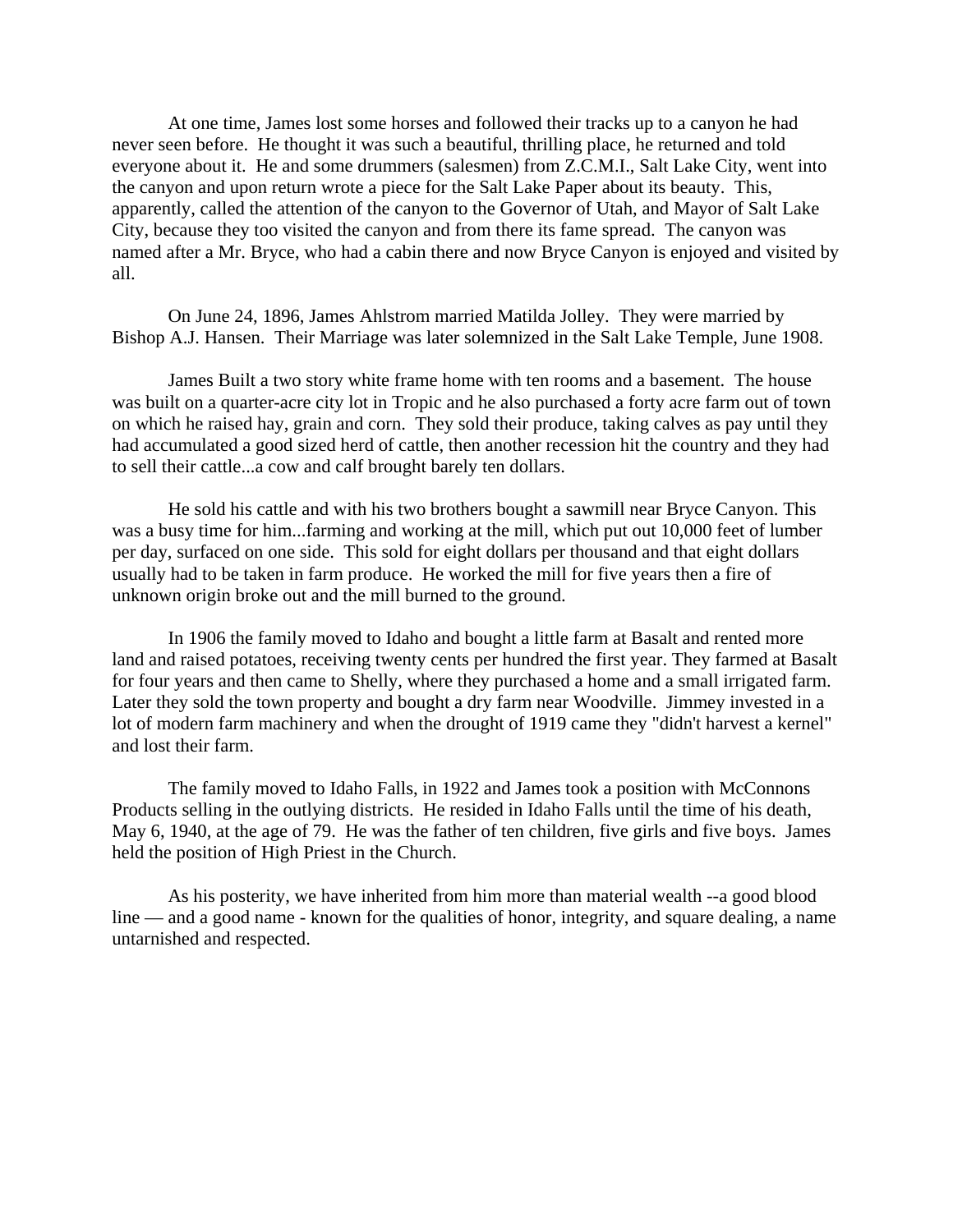At one time, James lost some horses and followed their tracks up to a canyon he had never seen before. He thought it was such a beautiful, thrilling place, he returned and told everyone about it. He and some drummers (salesmen) from Z.C.M.I., Salt Lake City, went into the canyon and upon return wrote a piece for the Salt Lake Paper about its beauty. This, apparently, called the attention of the canyon to the Governor of Utah, and Mayor of Salt Lake City, because they too visited the canyon and from there its fame spread. The canyon was named after a Mr. Bryce, who had a cabin there and now Bryce Canyon is enjoyed and visited by all.

On June 24, 1896, James Ahlstrom married Matilda Jolley. They were married by Bishop A.J. Hansen. Their Marriage was later solemnized in the Salt Lake Temple, June 1908.

James Built a two story white frame home with ten rooms and a basement. The house was built on a quarter-acre city lot in Tropic and he also purchased a forty acre farm out of town on which he raised hay, grain and corn. They sold their produce, taking calves as pay until they had accumulated a good sized herd of cattle, then another recession hit the country and they had to sell their cattle...a cow and calf brought barely ten dollars.

He sold his cattle and with his two brothers bought a sawmill near Bryce Canyon. This was a busy time for him...farming and working at the mill, which put out 10,000 feet of lumber per day, surfaced on one side. This sold for eight dollars per thousand and that eight dollars usually had to be taken in farm produce. He worked the mill for five years then a fire of unknown origin broke out and the mill burned to the ground.

In 1906 the family moved to Idaho and bought a little farm at Basalt and rented more land and raised potatoes, receiving twenty cents per hundred the first year. They farmed at Basalt for four years and then came to Shelly, where they purchased a home and a small irrigated farm. Later they sold the town property and bought a dry farm near Woodville. Jimmey invested in a lot of modern farm machinery and when the drought of 1919 came they "didn't harvest a kernel" and lost their farm.

The family moved to Idaho Falls, in 1922 and James took a position with McConnons Products selling in the outlying districts. He resided in Idaho Falls until the time of his death, May 6, 1940, at the age of 79. He was the father of ten children, five girls and five boys. James held the position of High Priest in the Church.

As his posterity, we have inherited from him more than material wealth --a good blood line — and a good name - known for the qualities of honor, integrity, and square dealing, a name untarnished and respected.